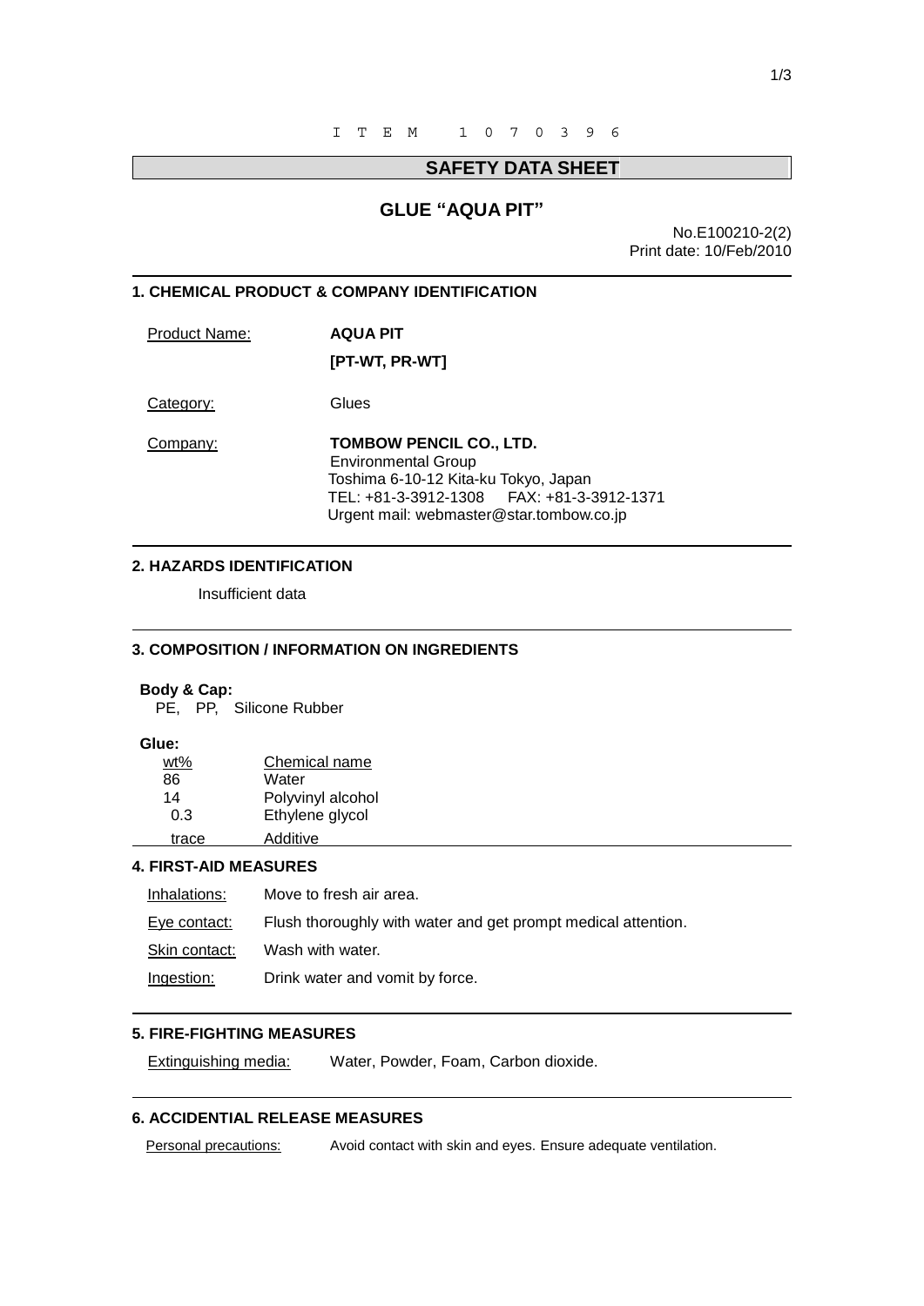ITEM 107396

# SAFETY DATA SHEET

## GLUE "AQUA PIT"

No.E100210-2(2)
Print date: 10/Feb/2010

### 1. CHEMICAL PRODUCT & COMPANY IDENTIFICATION

Product Name: **AQUA PIT**
**[PT-WT, PR-WT]**

Category: Glues

Company: **TOMBOW PENCIL CO., LTD.**
Environmental Group
Toshima 6-10-12 Kita-ku Tokyo, Japan
TEL: +81-3-3912-1308 FAX: +81-3-3912-1371
Urgent mail: webmaster@star.tombow.co.jp

### 2. HAZARDS IDENTIFICATION

Insufficient data

### 3. COMPOSITION / INFORMATION ON INGREDIENTS

**Body & Cap:**
PE, PP, Silicone Rubber

**Glue:**

| wt% | Chemical name |
|---|---|
| 86 | Water |
| 14 | Polyvinyl alcohol |
| 0.3 | Ethylene glycol |
| trace | Additive |

### 4. FIRST-AID MEASURES

Inhalations: Move to fresh air area.

Eye contact: Flush thoroughly with water and get prompt medical attention.

Skin contact: Wash with water.

Ingestion: Drink water and vomit by force.

### 5. FIRE-FIGHTING MEASURES

Extinguishing media: Water, Powder, Foam, Carbon dioxide.

### 6. ACCIDENTIAL RELEASE MEASURES

Personal precautions: Avoid contact with skin and eyes. Ensure adequate ventilation.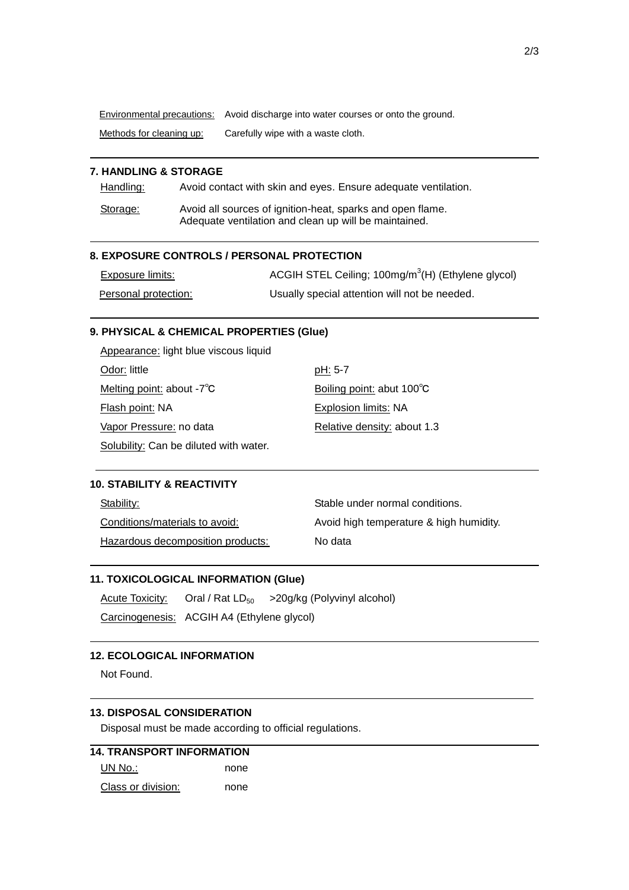Environmental precautions: Avoid discharge into water courses or onto the ground.

Methods for cleaning up: Carefully wipe with a waste cloth.

### 7. HANDLING & STORAGE

Handling: Avoid contact with skin and eyes. Ensure adequate ventilation.

Storage: Avoid all sources of ignition-heat, sparks and open flame.
Adequate ventilation and clean up will be maintained.

### 8. EXPOSURE CONTROLS / PERSONAL PROTECTION

Exposure limits: ACGIH STEL Ceiling; 100mg/$m^3$(H) (Ethylene glycol)

Personal protection: Usually special attention will not be needed.

### 9. PHYSICAL & CHEMICAL PROPERTIES (Glue)

Appearance: light blue viscous liquid

Odor: little

pH: 5-7

Melting point: about -7℃

Boiling point: abut 100℃

Flash point: NA

Explosion limits: NA

Vapor Pressure: no data

Relative density: about 1.3

Solubility: Can be diluted with water.

### 10. STABILITY & REACTIVITY

Stability: Stable under normal conditions.

Conditions/materials to avoid: Avoid high temperature & high humidity.

Hazardous decomposition products: No data

### 11. TOXICOLOGICAL INFORMATION (Glue)

Acute Toxicity: Oral / Rat $LD_{50}$ >20g/kg (Polyvinyl alcohol)

Carcinogenesis: ACGIH A4 (Ethylene glycol)

### 12. ECOLOGICAL INFORMATION

Not Found.

### 13. DISPOSAL CONSIDERATION

Disposal must be made according to official regulations.

### 14. TRANSPORT INFORMATION

UN No.: none

Class or division: none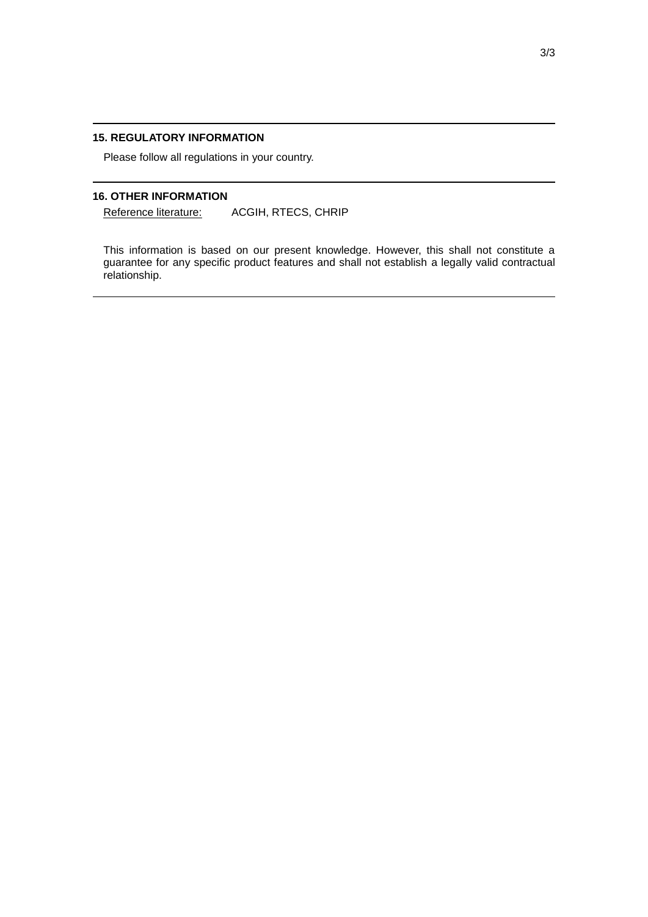## 15. REGULATORY INFORMATION

Please follow all regulations in your country.

## 16. OTHER INFORMATION

Reference literature: ACGIH, RTECS, CHRIP

This information is based on our present knowledge. However, this shall not constitute a guarantee for any specific product features and shall not establish a legally valid contractual relationship.